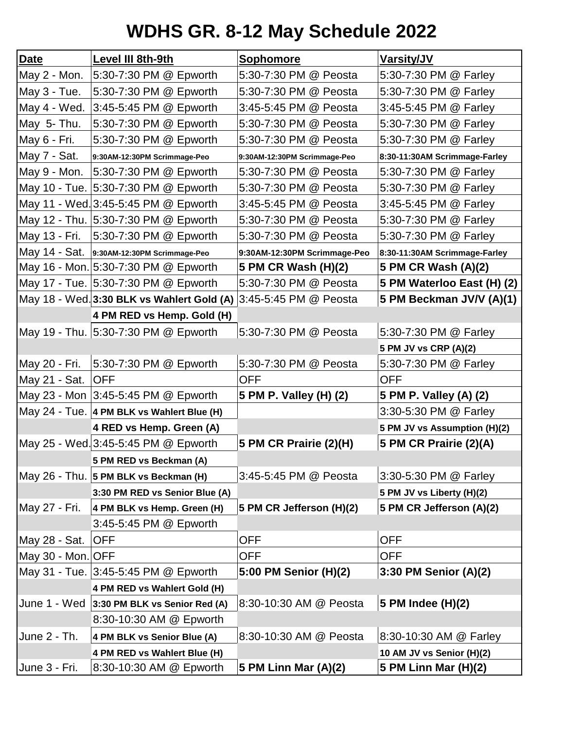# WDHS GR. 8-12 May Schedule 2022

| Date | Level III 8th-9th | Sophomore | Varsity/JV |
|---|---|---|---|
| May 2 - Mon. | 5:30-7:30 PM @ Epworth | 5:30-7:30 PM @ Peosta | 5:30-7:30 PM @ Farley |
| May 3 - Tue. | 5:30-7:30 PM @ Epworth | 5:30-7:30 PM @ Peosta | 5:30-7:30 PM @ Farley |
| May 4 - Wed. | 3:45-5:45 PM @ Epworth | 3:45-5:45 PM @ Peosta | 3:45-5:45 PM @ Farley |
| May 5- Thu. | 5:30-7:30 PM @ Epworth | 5:30-7:30 PM @ Peosta | 5:30-7:30 PM @ Farley |
| May 6 - Fri. | 5:30-7:30 PM @ Epworth | 5:30-7:30 PM @ Peosta | 5:30-7:30 PM @ Farley |
| May 7 - Sat. | **9:30AM-12:30PM Scrimmage-Peo** | **9:30AM-12:30PM Scrimmage-Peo** | **8:30-11:30AM Scrimmage-Farley** |
| May 9 - Mon. | 5:30-7:30 PM @ Epworth | 5:30-7:30 PM @ Peosta | 5:30-7:30 PM @ Farley |
| May 10 - Tue. | 5:30-7:30 PM @ Epworth | 5:30-7:30 PM @ Peosta | 5:30-7:30 PM @ Farley |
| May 11 - Wed. | 3:45-5:45 PM @ Epworth | 3:45-5:45 PM @ Peosta | 3:45-5:45 PM @ Farley |
| May 12 - Thu. | 5:30-7:30 PM @ Epworth | 5:30-7:30 PM @ Peosta | 5:30-7:30 PM @ Farley |
| May 13 - Fri. | 5:30-7:30 PM @ Epworth | 5:30-7:30 PM @ Peosta | 5:30-7:30 PM @ Farley |
| May 14 - Sat. | **9:30AM-12:30PM Scrimmage-Peo** | **9:30AM-12:30PM Scrimmage-Peo** | **8:30-11:30AM Scrimmage-Farley** |
| May 16 - Mon. | 5:30-7:30 PM @ Epworth | **5 PM CR Wash (H)(2)** | **5 PM CR Wash (A)(2)** |
| May 17 - Tue. | 5:30-7:30 PM @ Epworth | 5:30-7:30 PM @ Peosta | **5 PM Waterloo East (H) (2)** |
| May 18 - Wed. | **3:30 BLK vs Wahlert Gold (A)** | 3:45-5:45 PM @ Peosta | **5 PM Beckman JV/V (A)(1)** |
| | **4 PM RED vs Hemp. Gold (H)** | | |
| May 19 - Thu. | 5:30-7:30 PM @ Epworth | 5:30-7:30 PM @ Peosta | 5:30-7:30 PM @ Farley |
| | | | **5 PM JV vs CRP (A)(2)** |
| May 20 - Fri. | 5:30-7:30 PM @ Epworth | 5:30-7:30 PM @ Peosta | 5:30-7:30 PM @ Farley |
| May 21 - Sat. | OFF | OFF | OFF |
| May 23 - Mon | 3:45-5:45 PM @ Epworth | **5 PM P. Valley (H) (2)** | **5 PM P. Valley (A) (2)** |
| May 24 - Tue. | **4 PM BLK vs Wahlert Blue (H)** | | 3:30-5:30 PM @ Farley |
| | **4 RED vs Hemp. Green (A)** | | **5 PM JV vs Assumption (H)(2)** |
| May 25 - Wed. | 3:45-5:45 PM @ Epworth | **5 PM CR Prairie (2)(H)** | **5 PM CR Prairie (2)(A)** |
| | **5 PM RED vs Beckman (A)** | | |
| May 26 - Thu. | **5 PM BLK vs Beckman (H)** | 3:45-5:45 PM @ Peosta | 3:30-5:30 PM @ Farley |
| | **3:30 PM RED vs Senior Blue (A)** | | **5 PM JV vs Liberty (H)(2)** |
| May 27 - Fri. | **4 PM BLK vs Hemp. Green (H)** | **5 PM CR Jefferson (H)(2)** | **5 PM CR Jefferson (A)(2)** |
| | 3:45-5:45 PM @ Epworth | | |
| May 28 - Sat. | OFF | OFF | OFF |
| May 30 - Mon. | OFF | OFF | OFF |
| May 31 - Tue. | 3:45-5:45 PM @ Epworth | **5:00 PM Senior (H)(2)** | **3:30 PM Senior (A)(2)** |
| | **4 PM RED vs Wahlert Gold (H)** | | |
| June 1 - Wed | **3:30 PM BLK vs Senior Red (A)** | 8:30-10:30 AM @ Peosta | **5 PM Indee (H)(2)** |
| | 8:30-10:30 AM @ Epworth | | |
| June 2 - Th. | **4 PM BLK vs Senior Blue (A)** | 8:30-10:30 AM @ Peosta | 8:30-10:30 AM @ Farley |
| | **4 PM RED vs Wahlert Blue (H)** | | **10 AM JV vs Senior (H)(2)** |
| June 3 - Fri. | 8:30-10:30 AM @ Epworth | **5 PM Linn Mar (A)(2)** | **5 PM Linn Mar (H)(2)** |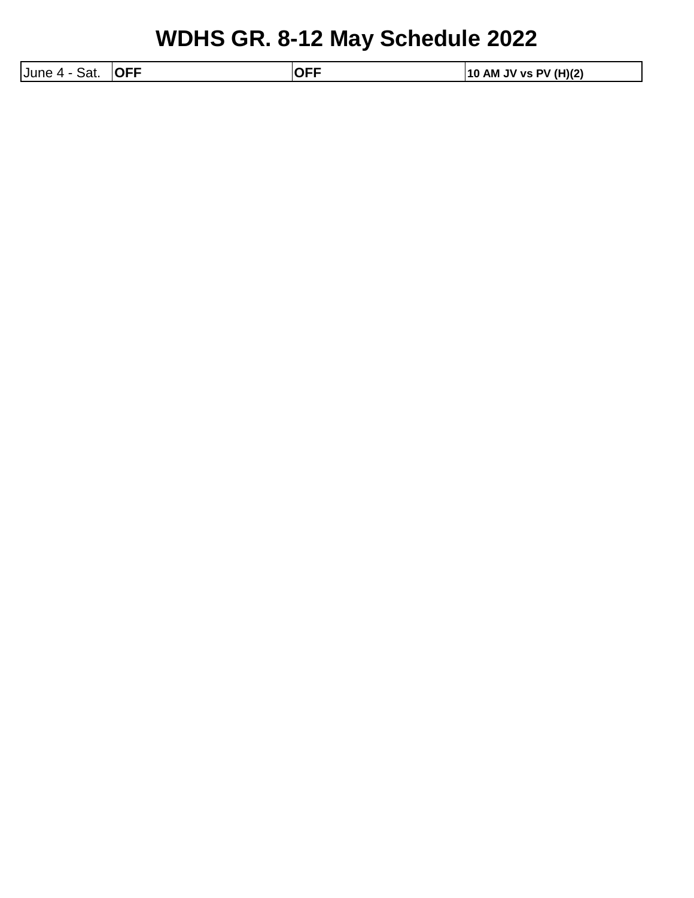# WDHS GR. 8-12 May Schedule 2022

| | | | |
|---|---|---|---|
| June 4 - Sat. | **OFF** | **OFF** | **10 AM JV vs PV (H)(2)** |